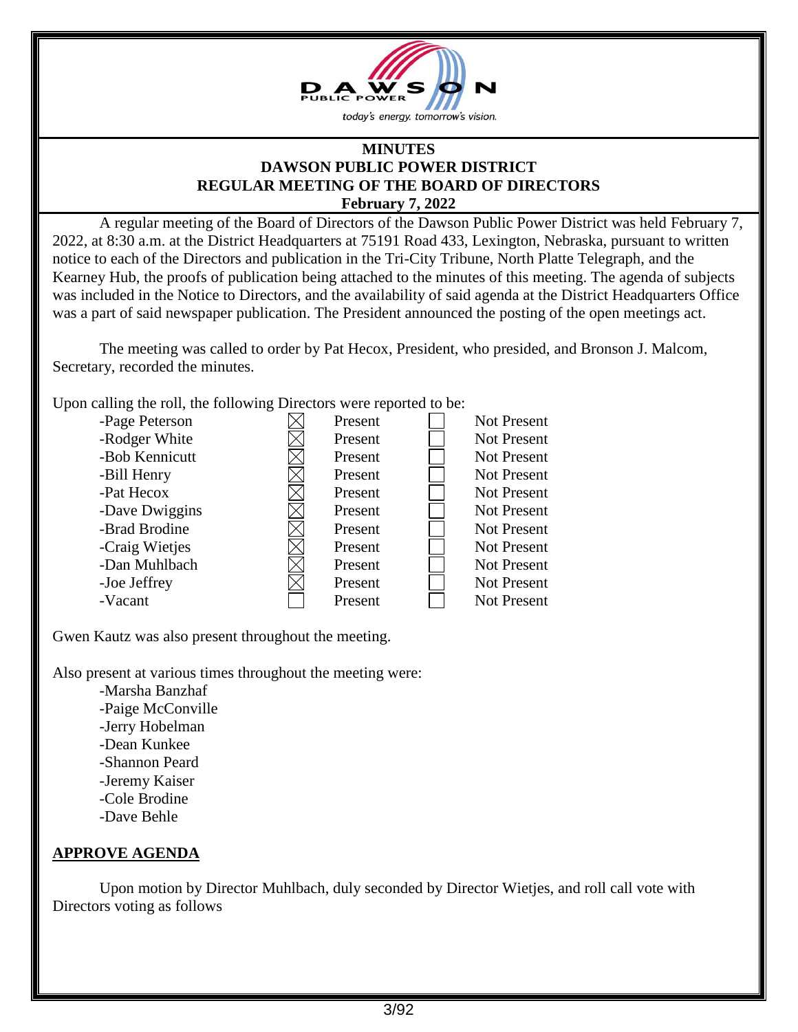DAWSON PUBLIC POWER

*today's energy. tomorrow's vision.*

# MINUTES
## DAWSON PUBLIC POWER DISTRICT
## REGULAR MEETING OF THE BOARD OF DIRECTORS
### February 7, 2022

A regular meeting of the Board of Directors of the Dawson Public Power District was held February 7, 2022, at 8:30 a.m. at the District Headquarters at 75191 Road 433, Lexington, Nebraska, pursuant to written notice to each of the Directors and publication in the Tri-City Tribune, North Platte Telegraph, and the Kearney Hub, the proofs of publication being attached to the minutes of this meeting. The agenda of subjects was included in the Notice to Directors, and the availability of said agenda at the District Headquarters Office was a part of said newspaper publication. The President announced the posting of the open meetings act.

The meeting was called to order by Pat Hecox, President, who presided, and Bronson J. Malcom, Secretary, recorded the minutes.

Upon calling the roll, the following Directors were reported to be:

| Director | | Present | | Not Present |
|---|---|---|---|---|
| -Page Peterson | ☒ | Present | ☐ | Not Present |
| -Rodger White | ☒ | Present | ☐ | Not Present |
| -Bob Kennicutt | ☒ | Present | ☐ | Not Present |
| -Bill Henry | ☒ | Present | ☐ | Not Present |
| -Pat Hecox | ☒ | Present | ☐ | Not Present |
| -Dave Dwiggins | ☒ | Present | ☐ | Not Present |
| -Brad Brodine | ☒ | Present | ☐ | Not Present |
| -Craig Wietjes | ☒ | Present | ☐ | Not Present |
| -Dan Muhlbach | ☒ | Present | ☐ | Not Present |
| -Joe Jeffrey | ☒ | Present | ☐ | Not Present |
| -Vacant | ☐ | Present | ☐ | Not Present |

Gwen Kautz was also present throughout the meeting.

Also present at various times throughout the meeting were:

- Marsha Banzhaf
- Paige McConville
- Jerry Hobelman
- Dean Kunkee
- Shannon Peard
- Jeremy Kaiser
- Cole Brodine
- Dave Behle

## APPROVE AGENDA

Upon motion by Director Muhlbach, duly seconded by Director Wietjes, and roll call vote with Directors voting as follows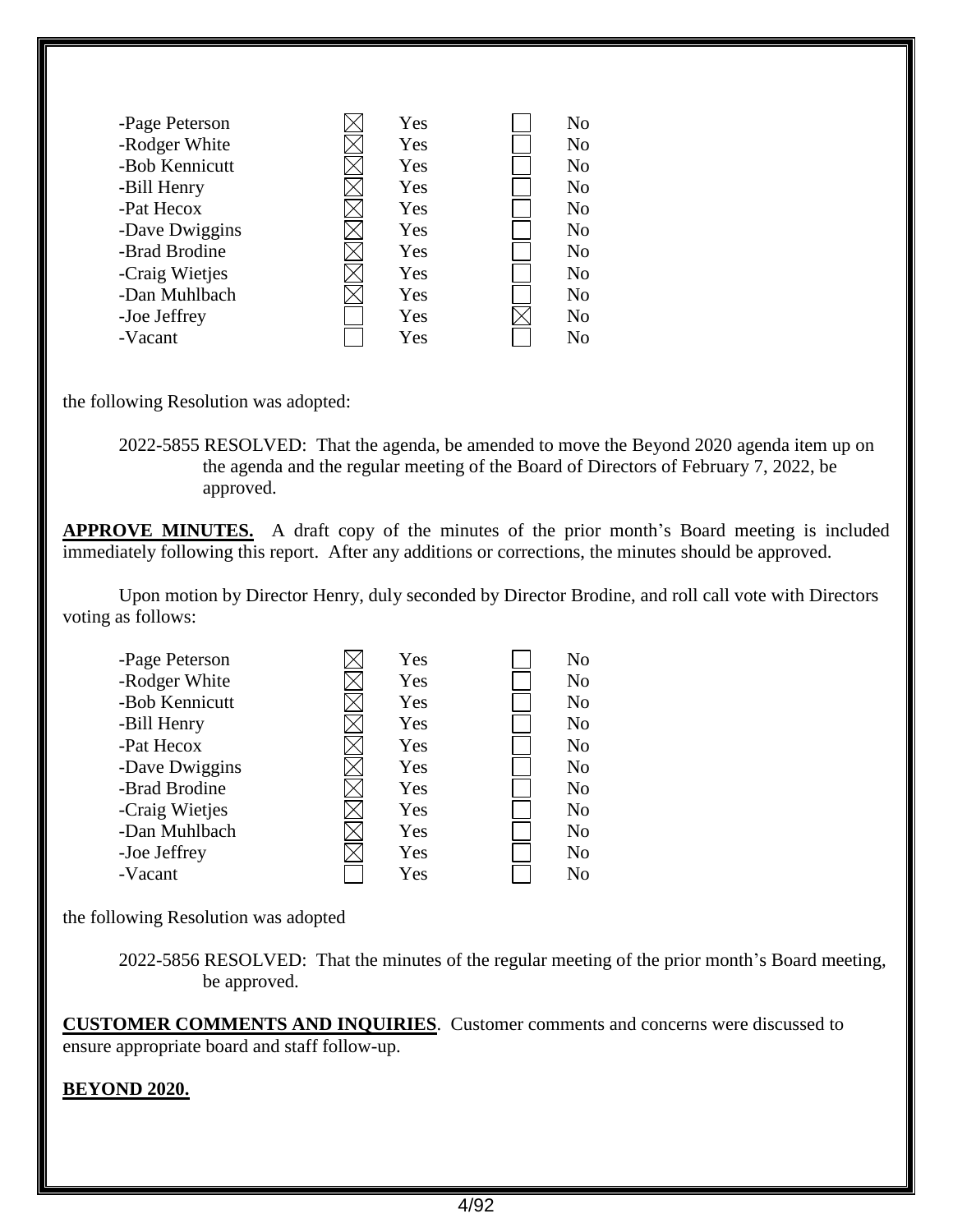| | | | | |
|---|---|---|---|---|
| -Page Peterson | ☒ | Yes | ☐ | No |
| -Rodger White | ☒ | Yes | ☐ | No |
| -Bob Kennicutt | ☒ | Yes | ☐ | No |
| -Bill Henry | ☒ | Yes | ☐ | No |
| -Pat Hecox | ☒ | Yes | ☐ | No |
| -Dave Dwiggins | ☒ | Yes | ☐ | No |
| -Brad Brodine | ☒ | Yes | ☐ | No |
| -Craig Wietjes | ☒ | Yes | ☐ | No |
| -Dan Muhlbach | ☒ | Yes | ☐ | No |
| -Joe Jeffrey | ☐ | Yes | ☒ | No |
| -Vacant | ☐ | Yes | ☐ | No |

the following Resolution was adopted:

2022-5855 RESOLVED: That the agenda, be amended to move the Beyond 2020 agenda item up on the agenda and the regular meeting of the Board of Directors of February 7, 2022, be approved.

**APPROVE MINUTES.** A draft copy of the minutes of the prior month's Board meeting is included immediately following this report. After any additions or corrections, the minutes should be approved.

Upon motion by Director Henry, duly seconded by Director Brodine, and roll call vote with Directors voting as follows:

| | | | | |
|---|---|---|---|---|
| -Page Peterson | ☒ | Yes | ☐ | No |
| -Rodger White | ☒ | Yes | ☐ | No |
| -Bob Kennicutt | ☒ | Yes | ☐ | No |
| -Bill Henry | ☒ | Yes | ☐ | No |
| -Pat Hecox | ☒ | Yes | ☐ | No |
| -Dave Dwiggins | ☒ | Yes | ☐ | No |
| -Brad Brodine | ☒ | Yes | ☐ | No |
| -Craig Wietjes | ☒ | Yes | ☐ | No |
| -Dan Muhlbach | ☒ | Yes | ☐ | No |
| -Joe Jeffrey | ☒ | Yes | ☐ | No |
| -Vacant | ☐ | Yes | ☐ | No |

the following Resolution was adopted

2022-5856 RESOLVED: That the minutes of the regular meeting of the prior month's Board meeting, be approved.

**CUSTOMER COMMENTS AND INQUIRIES**. Customer comments and concerns were discussed to ensure appropriate board and staff follow-up.

**BEYOND 2020.**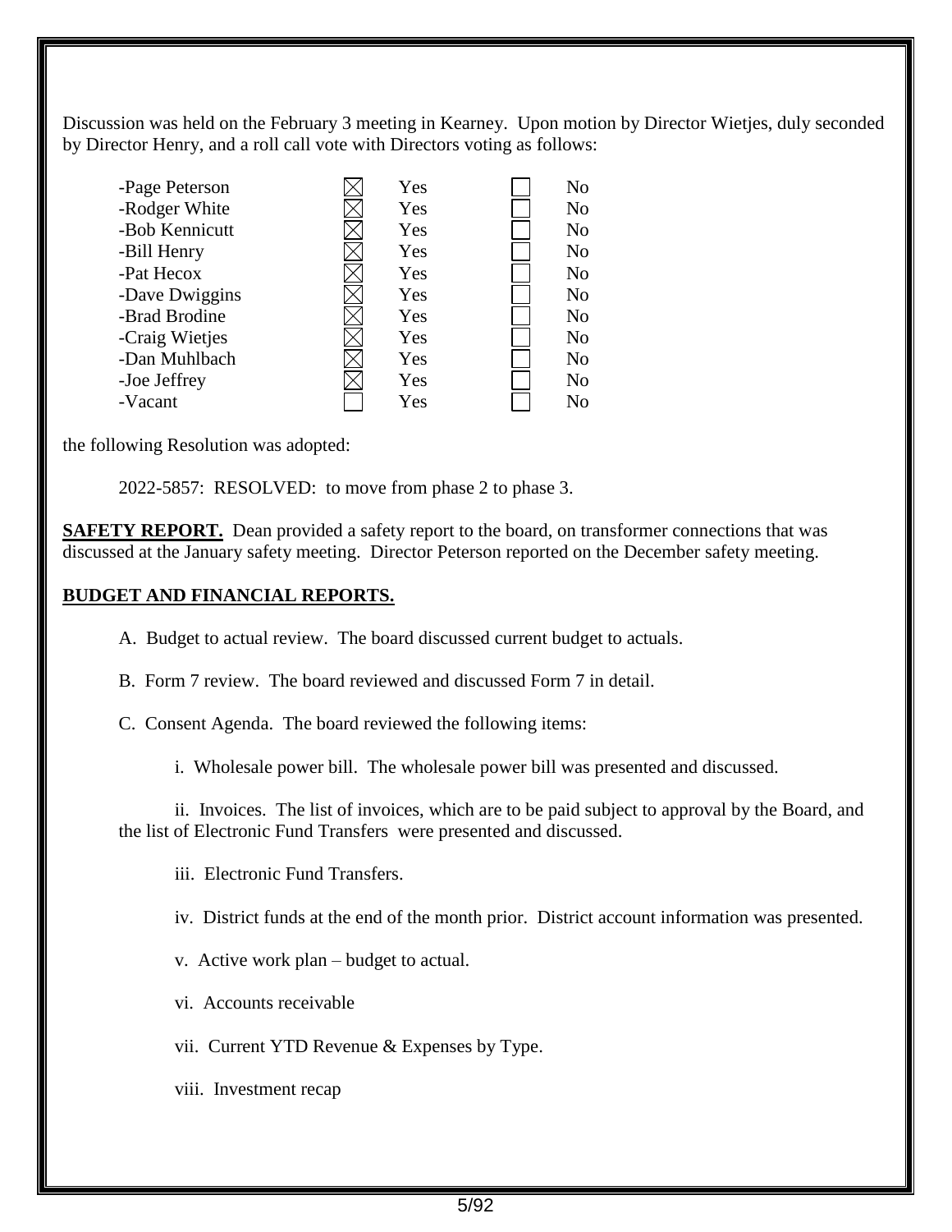Discussion was held on the February 3 meeting in Kearney. Upon motion by Director Wietjes, duly seconded by Director Henry, and a roll call vote with Directors voting as follows:

| | | | | |
|---|---|---|---|---|
| -Page Peterson | ☒ | Yes | ☐ | No |
| -Rodger White | ☒ | Yes | ☐ | No |
| -Bob Kennicutt | ☒ | Yes | ☐ | No |
| -Bill Henry | ☒ | Yes | ☐ | No |
| -Pat Hecox | ☒ | Yes | ☐ | No |
| -Dave Dwiggins | ☒ | Yes | ☐ | No |
| -Brad Brodine | ☒ | Yes | ☐ | No |
| -Craig Wietjes | ☒ | Yes | ☐ | No |
| -Dan Muhlbach | ☒ | Yes | ☐ | No |
| -Joe Jeffrey | ☒ | Yes | ☐ | No |
| -Vacant | ☐ | Yes | ☐ | No |

the following Resolution was adopted:

2022-5857: RESOLVED: to move from phase 2 to phase 3.

**SAFETY REPORT.** Dean provided a safety report to the board, on transformer connections that was discussed at the January safety meeting. Director Peterson reported on the December safety meeting.

**BUDGET AND FINANCIAL REPORTS.**

A. Budget to actual review. The board discussed current budget to actuals.

B. Form 7 review. The board reviewed and discussed Form 7 in detail.

C. Consent Agenda. The board reviewed the following items:

i. Wholesale power bill. The wholesale power bill was presented and discussed.

ii. Invoices. The list of invoices, which are to be paid subject to approval by the Board, and the list of Electronic Fund Transfers were presented and discussed.

iii. Electronic Fund Transfers.

iv. District funds at the end of the month prior. District account information was presented.

v. Active work plan – budget to actual.

vi. Accounts receivable

vii. Current YTD Revenue & Expenses by Type.

viii. Investment recap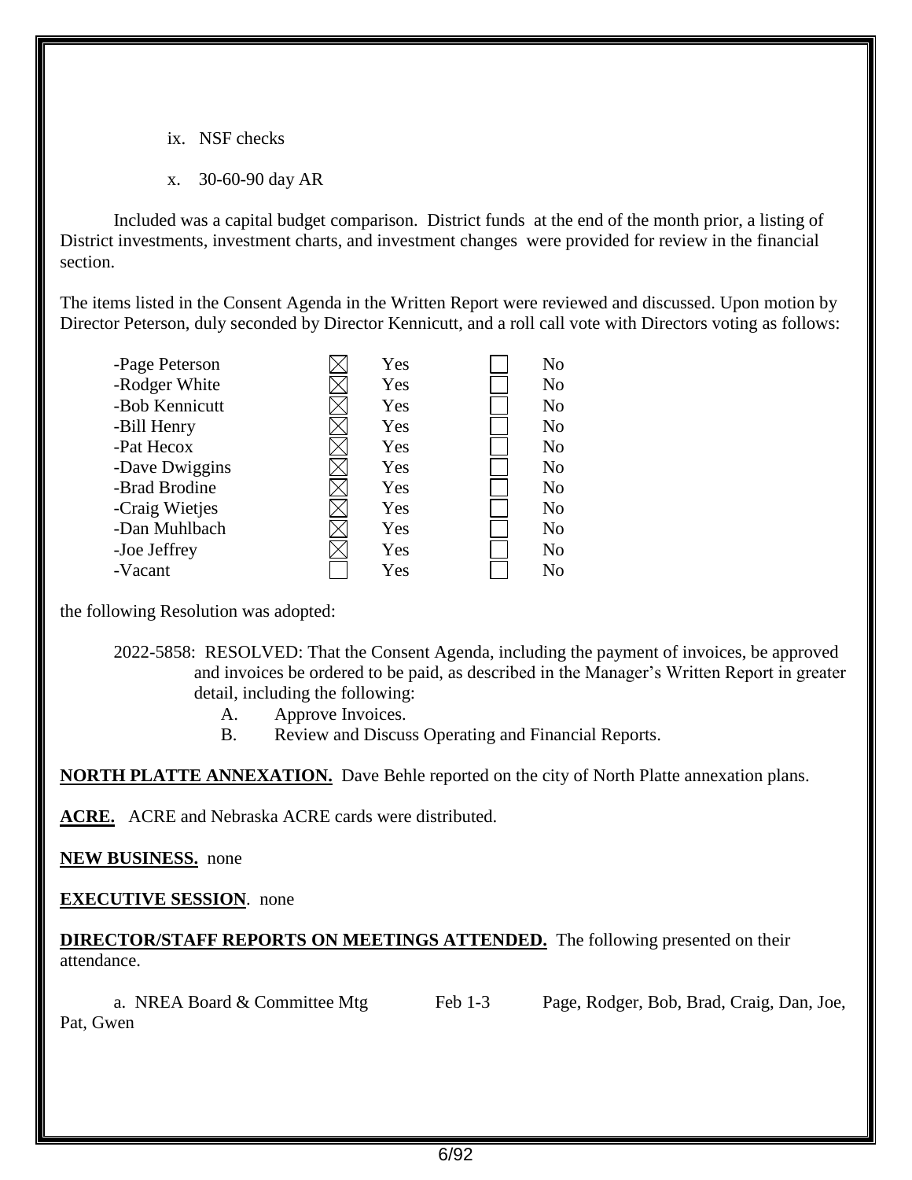ix. NSF checks

x. 30-60-90 day AR

Included was a capital budget comparison. District funds at the end of the month prior, a listing of District investments, investment charts, and investment changes were provided for review in the financial section.

The items listed in the Consent Agenda in the Written Report were reviewed and discussed. Upon motion by Director Peterson, duly seconded by Director Kennicutt, and a roll call vote with Directors voting as follows:

| Director | Yes | No |
|---|---|---|
| -Page Peterson | ☒ Yes | ☐ No |
| -Rodger White | ☒ Yes | ☐ No |
| -Bob Kennicutt | ☒ Yes | ☐ No |
| -Bill Henry | ☒ Yes | ☐ No |
| -Pat Hecox | ☒ Yes | ☐ No |
| -Dave Dwiggins | ☒ Yes | ☐ No |
| -Brad Brodine | ☒ Yes | ☐ No |
| -Craig Wietjes | ☒ Yes | ☐ No |
| -Dan Muhlbach | ☒ Yes | ☐ No |
| -Joe Jeffrey | ☒ Yes | ☐ No |
| -Vacant | ☐ Yes | ☐ No |

the following Resolution was adopted:

2022-5858: RESOLVED: That the Consent Agenda, including the payment of invoices, be approved and invoices be ordered to be paid, as described in the Manager's Written Report in greater detail, including the following:

A. Approve Invoices.
B. Review and Discuss Operating and Financial Reports.

**NORTH PLATTE ANNEXATION.** Dave Behle reported on the city of North Platte annexation plans.

**ACRE.** ACRE and Nebraska ACRE cards were distributed.

**NEW BUSINESS.** none

**EXECUTIVE SESSION**. none

**DIRECTOR/STAFF REPORTS ON MEETINGS ATTENDED.** The following presented on their attendance.

a. NREA Board & Committee Mtg Feb 1-3 Page, Rodger, Bob, Brad, Craig, Dan, Joe, Pat, Gwen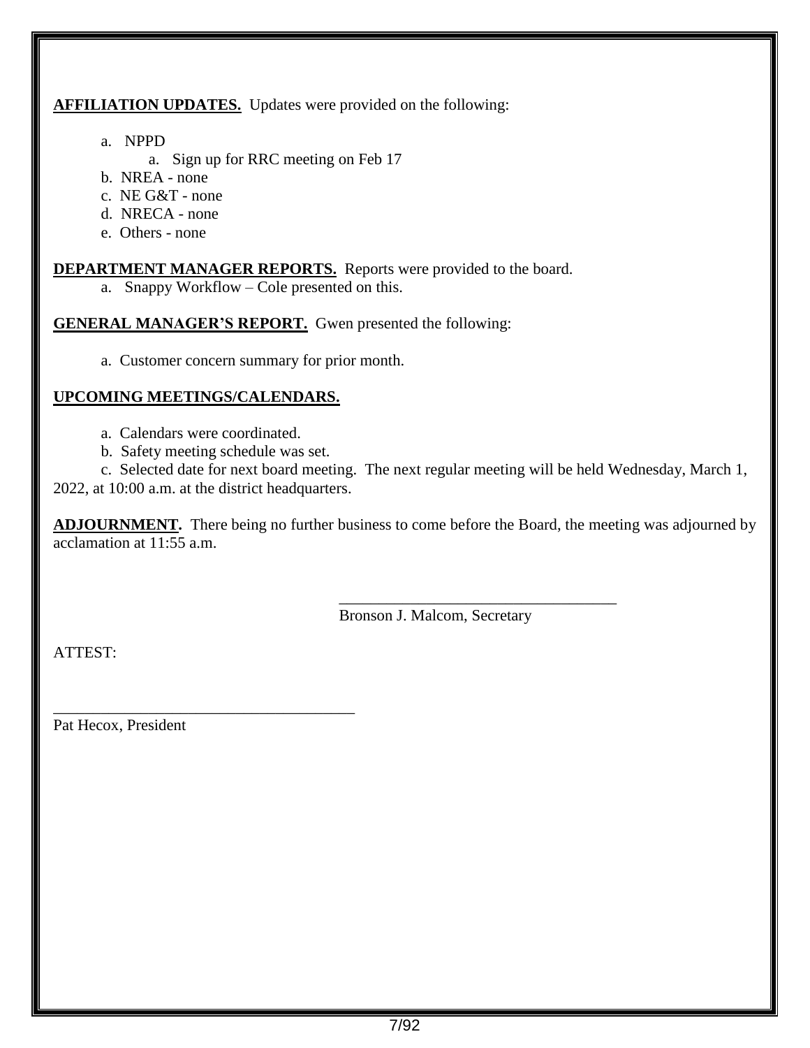**AFFILIATION UPDATES.** Updates were provided on the following:

- a. NPPD
  - a. Sign up for RRC meeting on Feb 17
- b. NREA - none
- c. NE G&T - none
- d. NRECA - none
- e. Others - none

**DEPARTMENT MANAGER REPORTS.** Reports were provided to the board.

- a. Snappy Workflow – Cole presented on this.

**GENERAL MANAGER'S REPORT.** Gwen presented the following:

- a. Customer concern summary for prior month.

**UPCOMING MEETINGS/CALENDARS.**

- a. Calendars were coordinated.
- b. Safety meeting schedule was set.
- c. Selected date for next board meeting. The next regular meeting will be held Wednesday, March 1, 2022, at 10:00 a.m. at the district headquarters.

**ADJOURNMENT.** There being no further business to come before the Board, the meeting was adjourned by acclamation at 11:55 a.m.

\_\_\_\_\_\_\_\_\_\_\_\_\_\_\_\_\_\_\_\_\_\_\_\_\_\_\_\_\_\_\_\_\_\_\_\_
Bronson J. Malcom, Secretary

ATTEST:

\_\_\_\_\_\_\_\_\_\_\_\_\_\_\_\_\_\_\_\_\_\_\_\_\_\_\_\_\_\_\_\_\_\_\_\_\_\_\_
Pat Hecox, President